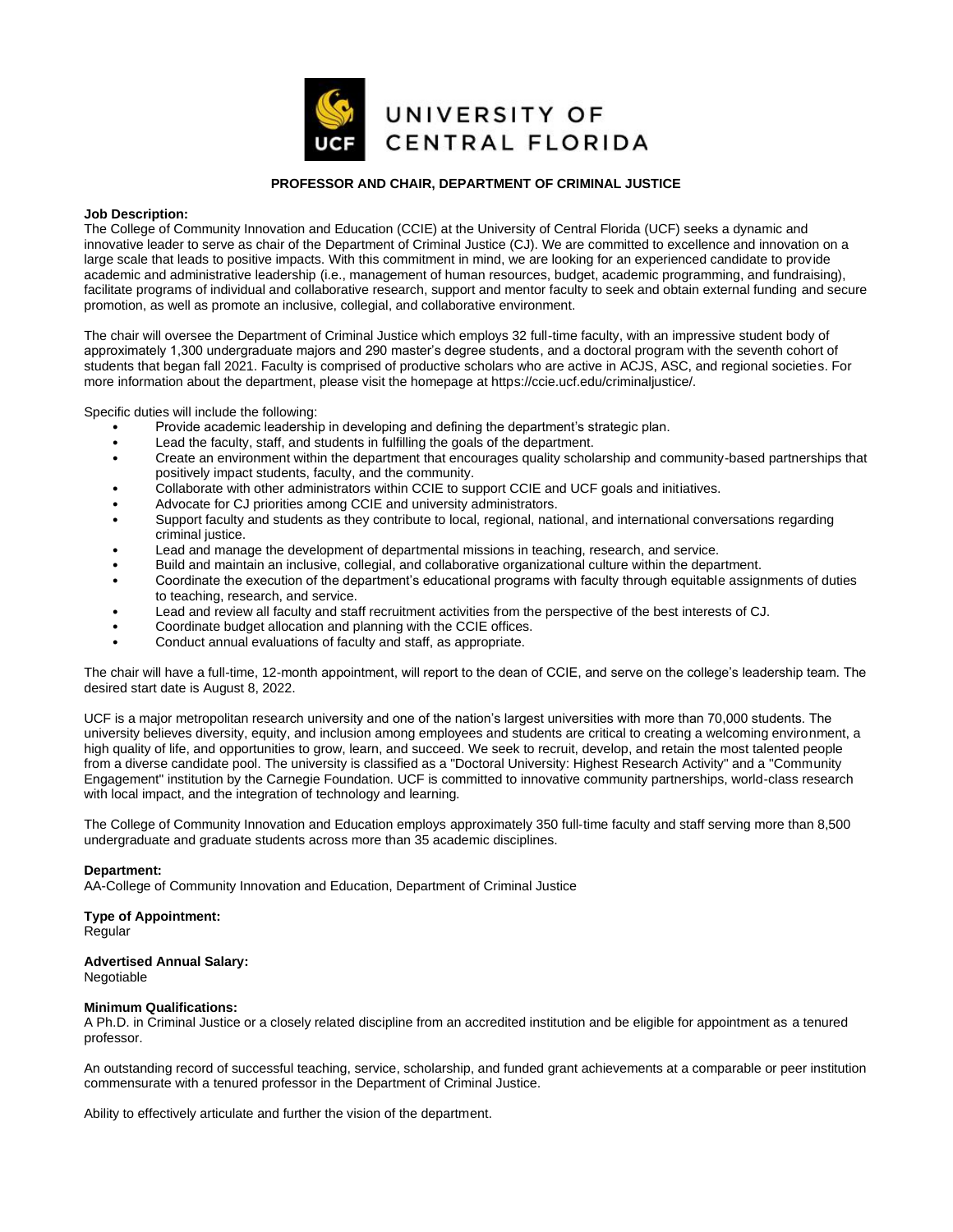UNIVERSITY OF CENTRAL FLORIDA

## PROFESSOR AND CHAIR, DEPARTMENT OF CRIMINAL JUSTICE

**Job Description:**
The College of Community Innovation and Education (CCIE) at the University of Central Florida (UCF) seeks a dynamic and innovative leader to serve as chair of the Department of Criminal Justice (CJ). We are committed to excellence and innovation on a large scale that leads to positive impacts. With this commitment in mind, we are looking for an experienced candidate to provide academic and administrative leadership (i.e., management of human resources, budget, academic programming, and fundraising), facilitate programs of individual and collaborative research, support and mentor faculty to seek and obtain external funding and secure promotion, as well as promote an inclusive, collegial, and collaborative environment.

The chair will oversee the Department of Criminal Justice which employs 32 full-time faculty, with an impressive student body of approximately 1,300 undergraduate majors and 290 master's degree students, and a doctoral program with the seventh cohort of students that began fall 2021. Faculty is comprised of productive scholars who are active in ACJS, ASC, and regional societies. For more information about the department, please visit the homepage at https://ccie.ucf.edu/criminaljustice/.

Specific duties will include the following:

- Provide academic leadership in developing and defining the department's strategic plan.
- Lead the faculty, staff, and students in fulfilling the goals of the department.
- Create an environment within the department that encourages quality scholarship and community-based partnerships that positively impact students, faculty, and the community.
- Collaborate with other administrators within CCIE to support CCIE and UCF goals and initiatives.
- Advocate for CJ priorities among CCIE and university administrators.
- Support faculty and students as they contribute to local, regional, national, and international conversations regarding criminal justice.
- Lead and manage the development of departmental missions in teaching, research, and service.
- Build and maintain an inclusive, collegial, and collaborative organizational culture within the department.
- Coordinate the execution of the department's educational programs with faculty through equitable assignments of duties to teaching, research, and service.
- Lead and review all faculty and staff recruitment activities from the perspective of the best interests of CJ.
- Coordinate budget allocation and planning with the CCIE offices.
- Conduct annual evaluations of faculty and staff, as appropriate.

The chair will have a full-time, 12-month appointment, will report to the dean of CCIE, and serve on the college's leadership team. The desired start date is August 8, 2022.

UCF is a major metropolitan research university and one of the nation's largest universities with more than 70,000 students. The university believes diversity, equity, and inclusion among employees and students are critical to creating a welcoming environment, a high quality of life, and opportunities to grow, learn, and succeed. We seek to recruit, develop, and retain the most talented people from a diverse candidate pool. The university is classified as a "Doctoral University: Highest Research Activity" and a "Community Engagement" institution by the Carnegie Foundation. UCF is committed to innovative community partnerships, world-class research with local impact, and the integration of technology and learning.

The College of Community Innovation and Education employs approximately 350 full-time faculty and staff serving more than 8,500 undergraduate and graduate students across more than 35 academic disciplines.

**Department:**
AA-College of Community Innovation and Education, Department of Criminal Justice

**Type of Appointment:**
Regular

**Advertised Annual Salary:**
Negotiable

**Minimum Qualifications:**
A Ph.D. in Criminal Justice or a closely related discipline from an accredited institution and be eligible for appointment as a tenured professor.

An outstanding record of successful teaching, service, scholarship, and funded grant achievements at a comparable or peer institution commensurate with a tenured professor in the Department of Criminal Justice.

Ability to effectively articulate and further the vision of the department.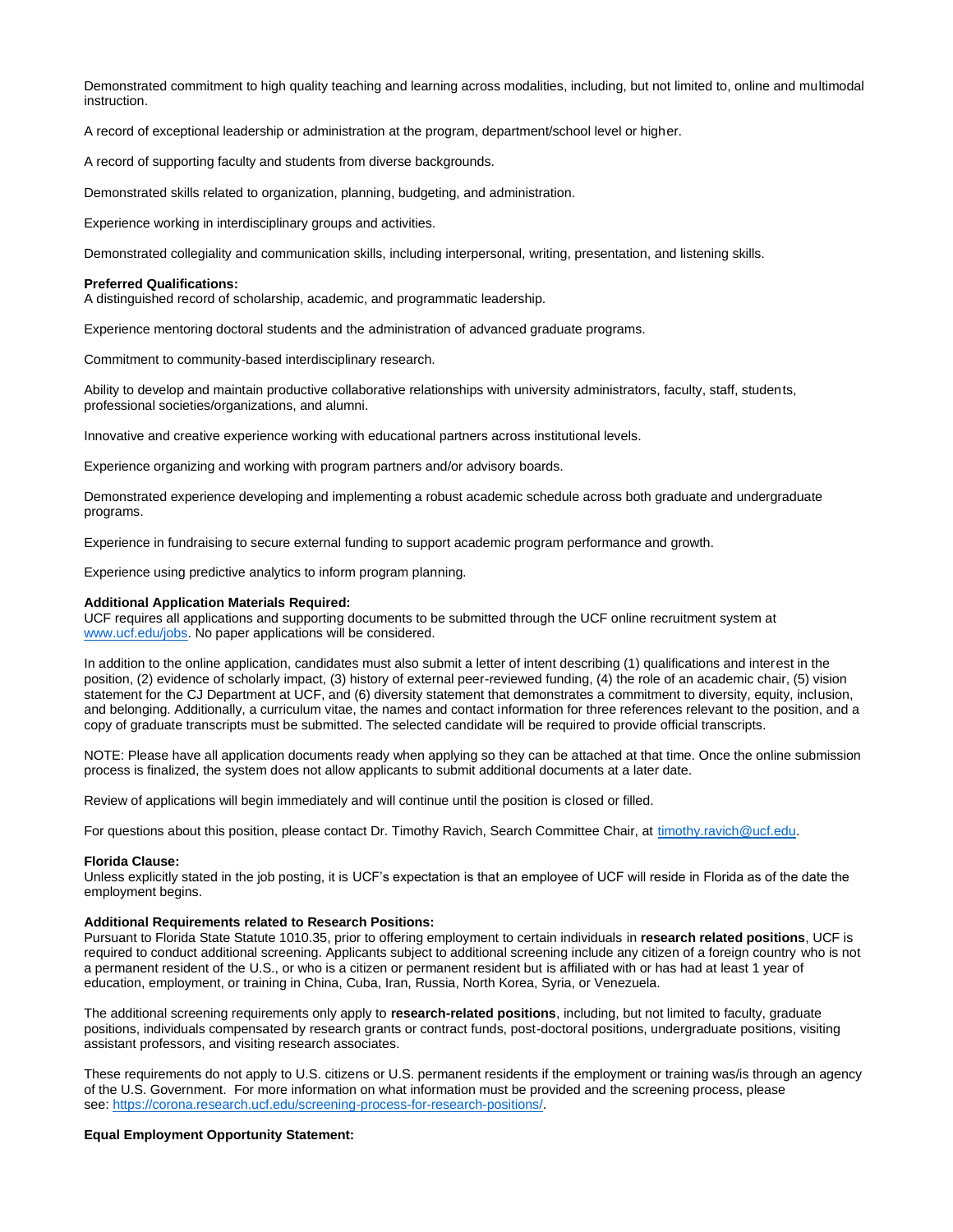Demonstrated commitment to high quality teaching and learning across modalities, including, but not limited to, online and multimodal instruction.

A record of exceptional leadership or administration at the program, department/school level or higher.

A record of supporting faculty and students from diverse backgrounds.

Demonstrated skills related to organization, planning, budgeting, and administration.

Experience working in interdisciplinary groups and activities.

Demonstrated collegiality and communication skills, including interpersonal, writing, presentation, and listening skills.

**Preferred Qualifications:**
A distinguished record of scholarship, academic, and programmatic leadership.

Experience mentoring doctoral students and the administration of advanced graduate programs.

Commitment to community-based interdisciplinary research.

Ability to develop and maintain productive collaborative relationships with university administrators, faculty, staff, students, professional societies/organizations, and alumni.

Innovative and creative experience working with educational partners across institutional levels.

Experience organizing and working with program partners and/or advisory boards.

Demonstrated experience developing and implementing a robust academic schedule across both graduate and undergraduate programs.

Experience in fundraising to secure external funding to support academic program performance and growth.

Experience using predictive analytics to inform program planning.

**Additional Application Materials Required:**
UCF requires all applications and supporting documents to be submitted through the UCF online recruitment system at www.ucf.edu/jobs. No paper applications will be considered.

In addition to the online application, candidates must also submit a letter of intent describing (1) qualifications and interest in the position, (2) evidence of scholarly impact, (3) history of external peer-reviewed funding, (4) the role of an academic chair, (5) vision statement for the CJ Department at UCF, and (6) diversity statement that demonstrates a commitment to diversity, equity, inclusion, and belonging. Additionally, a curriculum vitae, the names and contact information for three references relevant to the position, and a copy of graduate transcripts must be submitted. The selected candidate will be required to provide official transcripts.

NOTE: Please have all application documents ready when applying so they can be attached at that time. Once the online submission process is finalized, the system does not allow applicants to submit additional documents at a later date.

Review of applications will begin immediately and will continue until the position is closed or filled.

For questions about this position, please contact Dr. Timothy Ravich, Search Committee Chair, at timothy.ravich@ucf.edu.

**Florida Clause:**
Unless explicitly stated in the job posting, it is UCF's expectation is that an employee of UCF will reside in Florida as of the date the employment begins.

**Additional Requirements related to Research Positions:**
Pursuant to Florida State Statute 1010.35, prior to offering employment to certain individuals in **research related positions**, UCF is required to conduct additional screening. Applicants subject to additional screening include any citizen of a foreign country who is not a permanent resident of the U.S., or who is a citizen or permanent resident but is affiliated with or has had at least 1 year of education, employment, or training in China, Cuba, Iran, Russia, North Korea, Syria, or Venezuela.

The additional screening requirements only apply to **research-related positions**, including, but not limited to faculty, graduate positions, individuals compensated by research grants or contract funds, post-doctoral positions, undergraduate positions, visiting assistant professors, and visiting research associates.

These requirements do not apply to U.S. citizens or U.S. permanent residents if the employment or training was/is through an agency of the U.S. Government. For more information on what information must be provided and the screening process, please see: https://corona.research.ucf.edu/screening-process-for-research-positions/.

**Equal Employment Opportunity Statement:**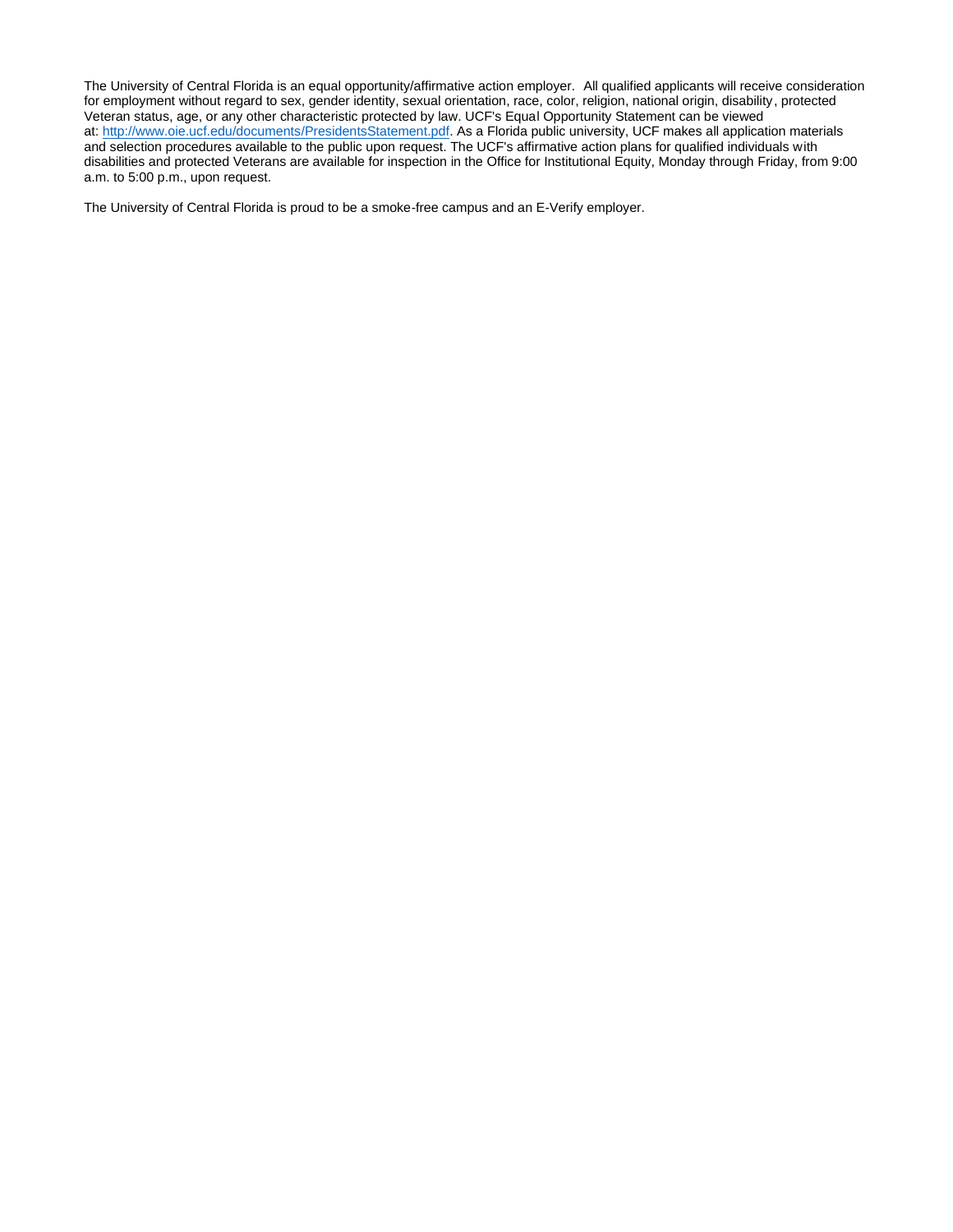The University of Central Florida is an equal opportunity/affirmative action employer. All qualified applicants will receive consideration for employment without regard to sex, gender identity, sexual orientation, race, color, religion, national origin, disability, protected Veteran status, age, or any other characteristic protected by law. UCF's Equal Opportunity Statement can be viewed at: [http://www.oie.ucf.edu/documents/PresidentsStatement.pdf](http://www.oie.ucf.edu/documents/PresidentsStatement.pdf). As a Florida public university, UCF makes all application materials and selection procedures available to the public upon request. The UCF's affirmative action plans for qualified individuals with disabilities and protected Veterans are available for inspection in the Office for Institutional Equity, Monday through Friday, from 9:00 a.m. to 5:00 p.m., upon request.

The University of Central Florida is proud to be a smoke-free campus and an E-Verify employer.